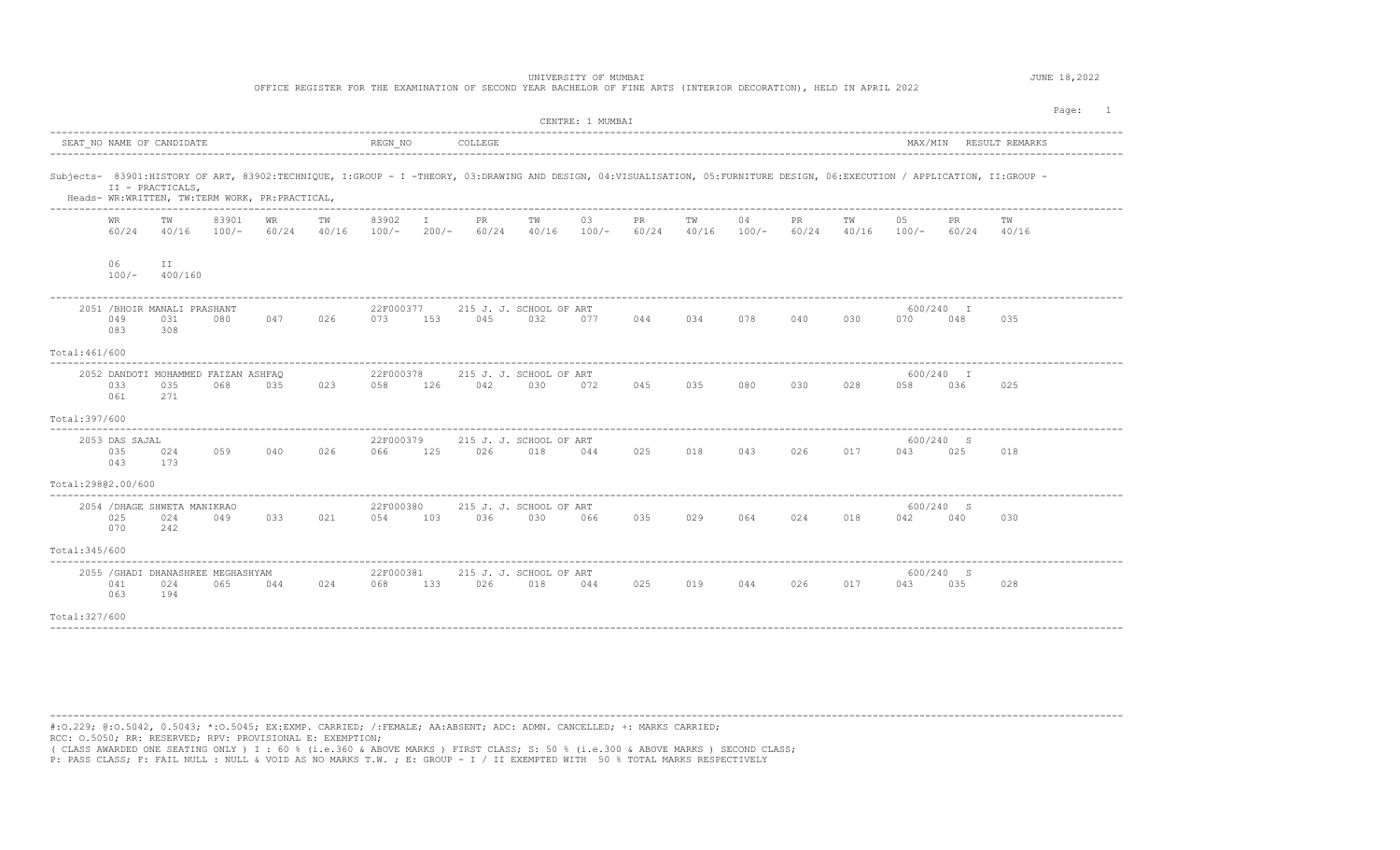UNIVERSITY OF MUMBAI

OFFICE REGISTER FOR THE EXAMINATION OF SECOND YEAR BACHELOR OF FINE ARTS (INTERIOR DECORATION), HELD IN APRIL 2022

JUNE 18,2022

CENTRE: 1 MUMBAI

SEAT_NO NAME OF CANDIDATE | REGN_NO | COLLEGE | MAX/MIN | RESULT REMARKS

Subjects- 83901:HISTORY OF ART, 83902:TECHNIQUE, I:GROUP - I -THEORY, 03:DRAWING AND DESIGN, 04:VISUALISATION, 05:FURNITURE DESIGN, 06:EXECUTION / APPLICATION, II:GROUP - II - PRACTICALS,

Heads- WR:WRITTEN, TW:TERM WORK, PR:PRACTICAL,

| | WR | TW | 83901 | WR | TW | 83902 | I | PR | TW | 03 | PR | TW | 04 | PR | TW | 05 | PR | TW | 06 | II |
|---|---|---|---|---|---|---|---|---|---|---|---|---|---|---|---|---|---|---|---|---|
| | 60/24 | 40/16 | 100/- | 60/24 | 40/16 | 100/- | 200/- | 60/24 | 40/16 | 100/- | 60/24 | 40/16 | 100/- | 60/24 | 40/16 | 100/- | 60/24 | 40/16 | 100/- | 400/160 |

| SEAT_NO | NAME OF CANDIDATE | REGN_NO | COLLEGE | MAX/MIN | RESULT |
|---|---|---|---|---|---|
| 2051 | /BHOIR MANALI PRASHANT | 22F000377 | 215 J. J. SCHOOL OF ART | 600/240 | I |
| 2052 | DANDOTI MOHAMMED FAIZAN ASHFAQ | 22F000378 | 215 J. J. SCHOOL OF ART | 600/240 | I |
| 2053 | DAS SAJAL | 22F000379 | 215 J. J. SCHOOL OF ART | 600/240 | S |
| 2054 | /DHAGE SHWETA MANIKRAO | 22F000380 | 215 J. J. SCHOOL OF ART | 600/240 | S |
| 2055 | /GHADI DHANASHREE MEGHASHYAM | 22F000381 | 215 J. J. SCHOOL OF ART | 600/240 | S |

| SEAT_NO | WR | TW | 83901 | WR | TW | 83902 | I | PR | TW | 03 | PR | TW | 04 | PR | TW | 05 | PR | TW | 06 | II | Total |
|---|---|---|---|---|---|---|---|---|---|---|---|---|---|---|---|---|---|---|---|---|---|
| 2051 | 049 | 031 | 080 | 047 | 026 | 073 | 153 | 045 | 032 | 077 | 044 | 034 | 078 | 040 | 030 | 070 | 048 | 035 | 083 | 308 | 461/600 |
| 2052 | 033 | 035 | 068 | 035 | 023 | 058 | 126 | 042 | 030 | 072 | 045 | 035 | 080 | 030 | 028 | 058 | 036 | 025 | 061 | 271 | 397/600 |
| 2053 | 035 | 024 | 059 | 040 | 026 | 066 | 125 | 026 | 018 | 044 | 025 | 018 | 043 | 026 | 017 | 043 | 025 | 018 | 043 | 173 | 298@2.00/600 |
| 2054 | 025 | 024 | 049 | 033 | 021 | 054 | 103 | 036 | 030 | 066 | 035 | 029 | 064 | 024 | 018 | 042 | 040 | 030 | 070 | 242 | 345/600 |
| 2055 | 041 | 024 | 065 | 044 | 024 | 068 | 133 | 026 | 018 | 044 | 025 | 019 | 044 | 026 | 017 | 043 | 035 | 028 | 063 | 194 | 327/600 |

#:O.229; @:O.5042, 0.5043; *:O.5045; EX:EXMP. CARRIED; /:FEMALE; AA:ABSENT; ADC: ADMN. CANCELLED; +: MARKS CARRIED;

RCC: O.5050; RR: RESERVED; RPV: PROVISIONAL E: EXEMPTION;

( CLASS AWARDED ONE SEATING ONLY ) I : 60 % (i.e.360 & ABOVE MARKS ) FIRST CLASS; S: 50 % (i.e.300 & ABOVE MARKS ) SECOND CLASS;

P: PASS CLASS; F: FAIL NULL : NULL & VOID AS NO MARKS T.W. ; E: GROUP - I / II EXEMPTED WITH 50 % TOTAL MARKS RESPECTIVELY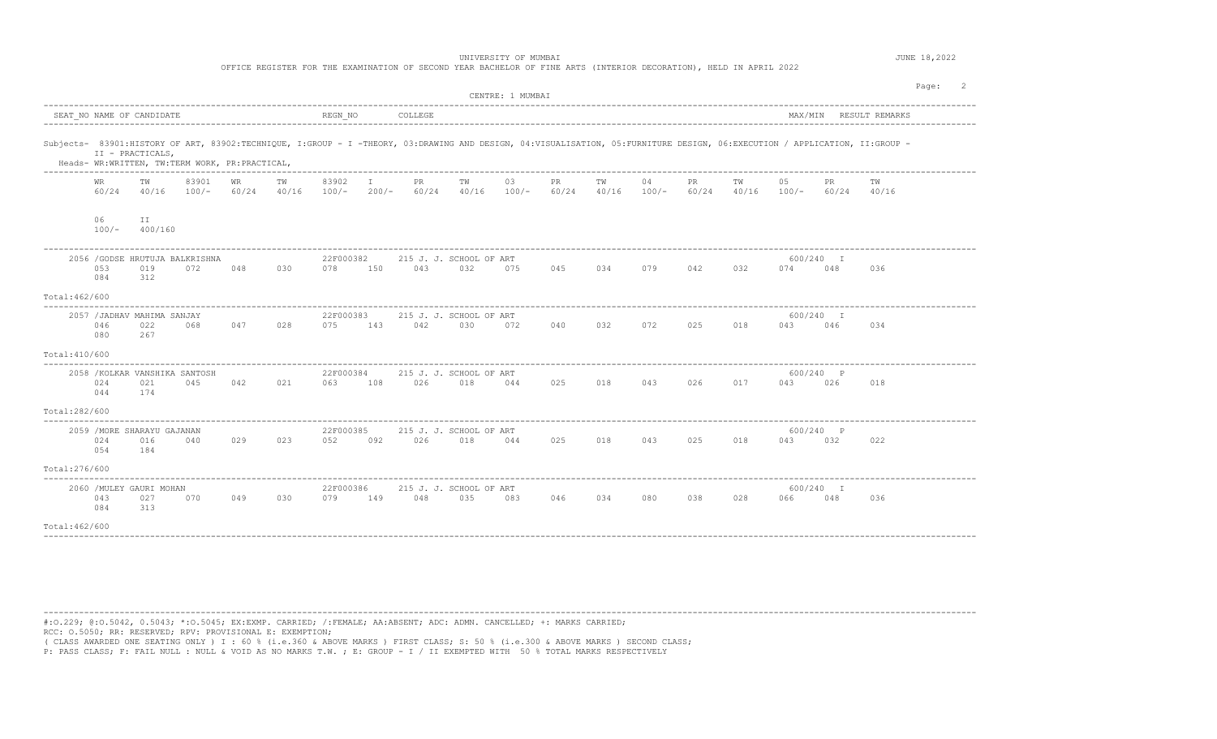UNIVERSITY OF MUMBAI

OFFICE REGISTER FOR THE EXAMINATION OF SECOND YEAR BACHELOR OF FINE ARTS (INTERIOR DECORATION), HELD IN APRIL 2022

JUNE 18,2022

CENTRE: 1 MUMBAI

SEAT_NO NAME OF CANDIDATE | REGN_NO | COLLEGE | MAX/MIN | RESULT REMARKS

Subjects- 83901:HISTORY OF ART, 83902:TECHNIQUE, I:GROUP - I -THEORY, 03:DRAWING AND DESIGN, 04:VISUALISATION, 05:FURNITURE DESIGN, 06:EXECUTION / APPLICATION, II:GROUP - II - PRACTICALS,

Heads- WR:WRITTEN, TW:TERM WORK, PR:PRACTICAL,

| WR 60/24 | TW 40/16 | 83901 100/- | WR 60/24 | TW 40/16 | 83902 100/- | I 200/- | PR 60/24 | TW 40/16 | 03 100/- | PR 60/24 | TW 40/16 | 04 100/- | PR 60/24 | TW 40/16 | 05 100/- | PR 60/24 | TW 40/16 | 06 100/- | II 400/160 |
|---|---|---|---|---|---|---|---|---|---|---|---|---|---|---|---|---|---|---|---|

| Seat No | Name of Candidate | Regn No | College | WR | TW | 83901 | WR | TW | 83902 | I | PR | TW | 03 | PR | TW | 04 | PR | TW | 05 | PR | TW | 06 | II | Max/Min | Result | Total |
|---|---|---|---|---|---|---|---|---|---|---|---|---|---|---|---|---|---|---|---|---|---|---|---|---|---|---|
| 2056 | /GODSE HRUTUJA BALKRISHNA | 22F000382 | 215 J. J. SCHOOL OF ART | 053 | 019 | 072 | 048 | 030 | 078 | 150 | 043 | 032 | 075 | 045 | 034 | 079 | 042 | 032 | 074 | 048 | 036 | 084 | 312 | 600/240 | I | 462/600 |
| 2057 | /JADHAV MAHIMA SANJAY | 22F000383 | 215 J. J. SCHOOL OF ART | 046 | 022 | 068 | 047 | 028 | 075 | 143 | 042 | 030 | 072 | 040 | 032 | 072 | 025 | 018 | 043 | 046 | 034 | 080 | 267 | 600/240 | I | 410/600 |
| 2058 | /KOLKAR VANSHIKA SANTOSH | 22F000384 | 215 J. J. SCHOOL OF ART | 024 | 021 | 045 | 042 | 021 | 063 | 108 | 026 | 018 | 044 | 025 | 018 | 043 | 026 | 017 | 043 | 026 | 018 | 044 | 174 | 600/240 | P | 282/600 |
| 2059 | /MORE SHARAYU GAJANAN | 22F000385 | 215 J. J. SCHOOL OF ART | 024 | 016 | 040 | 029 | 023 | 052 | 092 | 026 | 018 | 044 | 025 | 018 | 043 | 025 | 018 | 043 | 032 | 022 | 054 | 184 | 600/240 | P | 276/600 |
| 2060 | /MULEY GAURI MOHAN | 22F000386 | 215 J. J. SCHOOL OF ART | 043 | 027 | 070 | 049 | 030 | 079 | 149 | 048 | 035 | 083 | 046 | 034 | 080 | 038 | 028 | 066 | 048 | 036 | 084 | 313 | 600/240 | I | 462/600 |

#:O.229; @:O.5042, 0.5043; *:O.5045; EX:EXMP. CARRIED; /:FEMALE; AA:ABSENT; ADC: ADMN. CANCELLED; +: MARKS CARRIED;
RCC: O.5050; RR: RESERVED; RPV: PROVISIONAL E: EXEMPTION;
( CLASS AWARDED ONE SEATING ONLY ) I : 60 % (i.e.360 & ABOVE MARKS ) FIRST CLASS; S: 50 % (i.e.300 & ABOVE MARKS ) SECOND CLASS;
P: PASS CLASS; F: FAIL NULL : NULL & VOID AS NO MARKS T.W. ; E: GROUP - I / II EXEMPTED WITH 50 % TOTAL MARKS RESPECTIVELY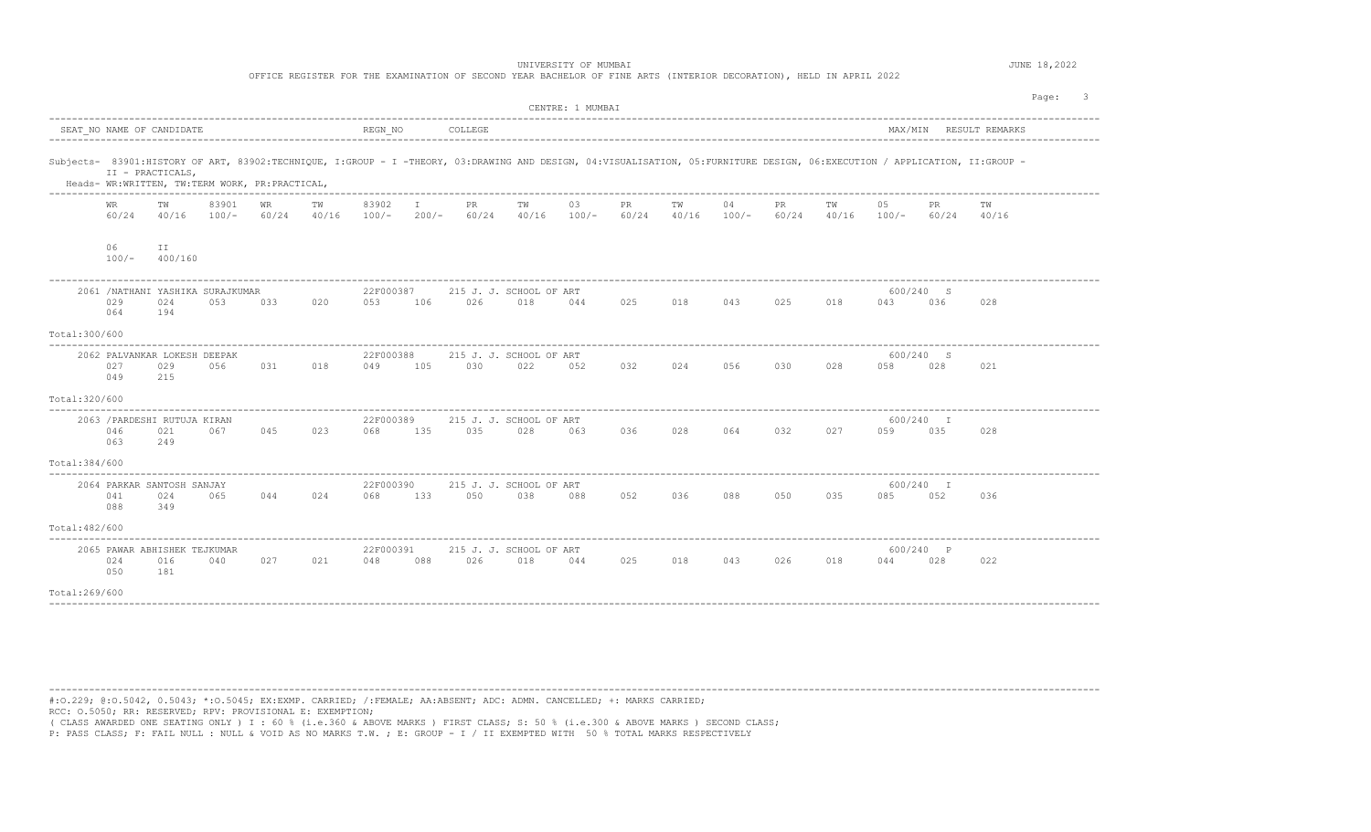UNIVERSITY OF MUMBAI

OFFICE REGISTER FOR THE EXAMINATION OF SECOND YEAR BACHELOR OF FINE ARTS (INTERIOR DECORATION), HELD IN APRIL 2022

JUNE 18,2022

CENTRE: 1 MUMBAI

| SEAT_NO | NAME OF CANDIDATE | REGN_NO | COLLEGE | MAX/MIN | RESULT | REMARKS |
|---|---|---|---|---|---|---|

Subjects- 83901:HISTORY OF ART, 83902:TECHNIQUE, I:GROUP - I -THEORY, 03:DRAWING AND DESIGN, 04:VISUALISATION, 05:FURNITURE DESIGN, 06:EXECUTION / APPLICATION, II:GROUP - II - PRACTICALS,

Heads- WR:WRITTEN, TW:TERM WORK, PR:PRACTICAL,

| WR | TW | 83901 | WR | TW | 83902 | I | PR | TW | 03 | PR | TW | 04 | PR | TW | 05 | PR | TW |
|---|---|---|---|---|---|---|---|---|---|---|---|---|---|---|---|---|---|
| 60/24 | 40/16 | 100/- | 60/24 | 40/16 | 100/- | 200/- | 60/24 | 40/16 | 100/- | 60/24 | 40/16 | 100/- | 60/24 | 40/16 | 100/- | 60/24 | 40/16 |

| 06 | II |
|---|---|
| 100/- | 400/160 |

| SEAT_NO | NAME OF CANDIDATE | REGN_NO | COLLEGE | MAX/MIN | RESULT |
|---|---|---|---|---|---|
| 2061 | /NATHANI YASHIKA SURAJKUMAR | 22F000387 | 215 J. J. SCHOOL OF ART | 600/240 | S |
| 2062 | PALVANKAR LOKESH DEEPAK | 22F000388 | 215 J. J. SCHOOL OF ART | 600/240 | S |
| 2063 | /PARDESHI RUTUJA KIRAN | 22F000389 | 215 J. J. SCHOOL OF ART | 600/240 | I |
| 2064 | PARKAR SANTOSH SANJAY | 22F000390 | 215 J. J. SCHOOL OF ART | 600/240 | I |
| 2065 | PAWAR ABHISHEK TEJKUMAR | 22F000391 | 215 J. J. SCHOOL OF ART | 600/240 | P |

| SEAT_NO | WR | TW | 83901 | WR | TW | 83902 | I | PR | TW | 03 | PR | TW | 04 | PR | TW | 05 | PR | TW | 06 | II | Total |
|---|---|---|---|---|---|---|---|---|---|---|---|---|---|---|---|---|---|---|---|---|---|
| 2061 | 029 | 024 | 053 | 033 | 020 | 053 | 106 | 026 | 018 | 044 | 025 | 018 | 043 | 025 | 018 | 043 | 036 | 028 | 064 | 194 | 300/600 |
| 2062 | 027 | 029 | 056 | 031 | 018 | 049 | 105 | 030 | 022 | 052 | 032 | 024 | 056 | 030 | 028 | 058 | 028 | 021 | 049 | 215 | 320/600 |
| 2063 | 046 | 021 | 067 | 045 | 023 | 068 | 135 | 035 | 028 | 063 | 036 | 028 | 064 | 032 | 027 | 059 | 035 | 028 | 063 | 249 | 384/600 |
| 2064 | 041 | 024 | 065 | 044 | 024 | 068 | 133 | 050 | 038 | 088 | 052 | 036 | 088 | 050 | 035 | 085 | 052 | 036 | 088 | 349 | 482/600 |
| 2065 | 024 | 016 | 040 | 027 | 021 | 048 | 088 | 026 | 018 | 044 | 025 | 018 | 043 | 026 | 018 | 044 | 028 | 022 | 050 | 181 | 269/600 |

#:O.229; @:O.5042, 0.5043; *:O.5045; EX:EXMP. CARRIED; /:FEMALE; AA:ABSENT; ADC: ADMN. CANCELLED; +: MARKS CARRIED;
RCC: O.5050; RR: RESERVED; RPV: PROVISIONAL E: EXEMPTION;
( CLASS AWARDED ONE SEATING ONLY ) I : 60 % (i.e.360 & ABOVE MARKS ) FIRST CLASS; S: 50 % (i.e.300 & ABOVE MARKS ) SECOND CLASS;
P: PASS CLASS; F: FAIL NULL : NULL & VOID AS NO MARKS T.W. ; E: GROUP - I / II EXEMPTED WITH 50 % TOTAL MARKS RESPECTIVELY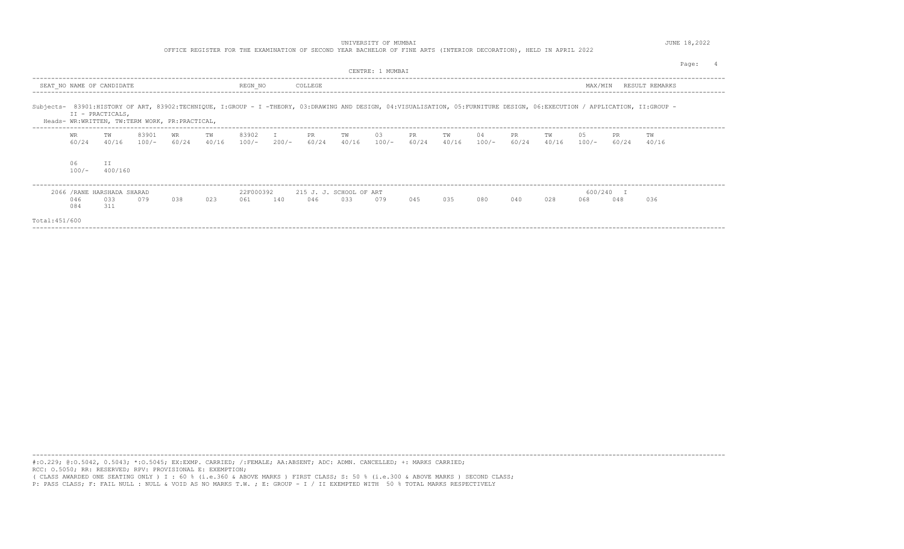UNIVERSITY OF MUMBAI

OFFICE REGISTER FOR THE EXAMINATION OF SECOND YEAR BACHELOR OF FINE ARTS (INTERIOR DECORATION), HELD IN APRIL 2022

JUNE 18,2022

CENTRE: 1 MUMBAI

| SEAT_NO | NAME OF CANDIDATE | REGN_NO | COLLEGE | MAX/MIN | RESULT REMARKS |
|---|---|---|---|---|---|

Subjects- 83901:HISTORY OF ART, 83902:TECHNIQUE, I:GROUP - I -THEORY, 03:DRAWING AND DESIGN, 04:VISUALISATION, 05:FURNITURE DESIGN, 06:EXECUTION / APPLICATION, II:GROUP - II - PRACTICALS,

Heads- WR:WRITTEN, TW:TERM WORK, PR:PRACTICAL,

| WR | TW | 83901 | WR | TW | 83902 | I | PR | TW | 03 | PR | TW | 04 | PR | TW | 05 | PR | TW |
|---|---|---|---|---|---|---|---|---|---|---|---|---|---|---|---|---|---|
| 60/24 | 40/16 | 100/- | 60/24 | 40/16 | 100/- | 200/- | 60/24 | 40/16 | 100/- | 60/24 | 40/16 | 100/- | 60/24 | 40/16 | 100/- | 60/24 | 40/16 |

| 06 | II |
|---|---|
| 100/- | 400/160 |

2066 /RANE HARSHADA SHARAD — 22F000392 — 215 J. J. SCHOOL OF ART — 600/240 I

| | | | | | | | | | | | | | | | | | |
|---|---|---|---|---|---|---|---|---|---|---|---|---|---|---|---|---|---|
| 046 | 033 | 079 | 038 | 023 | 061 | 140 | 046 | 033 | 079 | 045 | 035 | 080 | 040 | 028 | 068 | 048 | 036 |
| 084 | 311 | | | | | | | | | | | | | | | | |

Total:451/600

#:O.229; @:O.5042, 0.5043; *:O.5045; EX:EXMP. CARRIED; /:FEMALE; AA:ABSENT; ADC: ADMN. CANCELLED; +: MARKS CARRIED;
RCC: O.5050; RR: RESERVED; RPV: PROVISIONAL E: EXEMPTION;
( CLASS AWARDED ONE SEATING ONLY ) I : 60 % (i.e.360 & ABOVE MARKS ) FIRST CLASS; S: 50 % (i.e.300 & ABOVE MARKS ) SECOND CLASS;
P: PASS CLASS; F: FAIL NULL : NULL & VOID AS NO MARKS T.W. ; E: GROUP - I / II EXEMPTED WITH 50 % TOTAL MARKS RESPECTIVELY